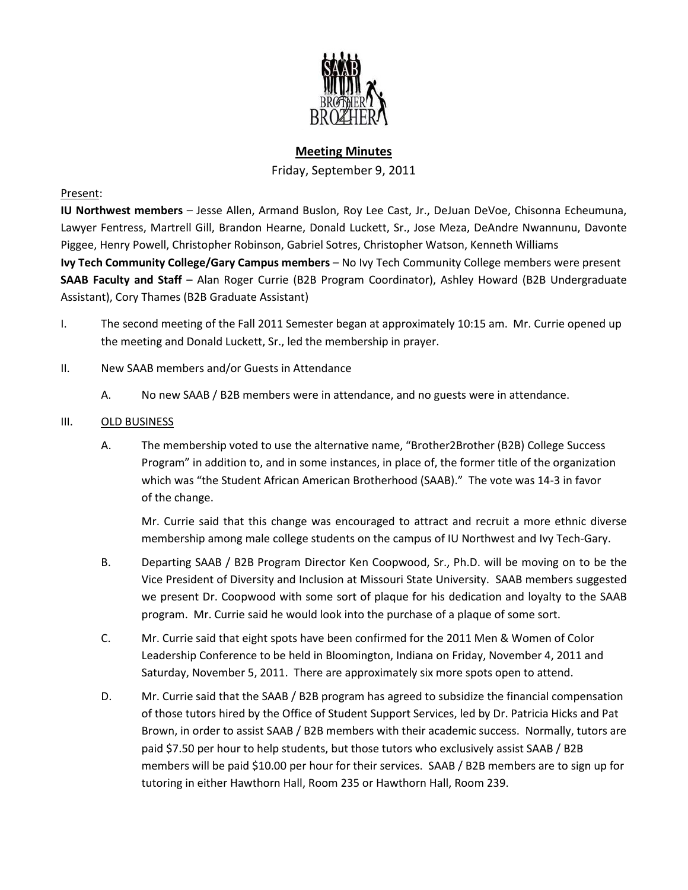## Meeting Minutes

Friday, September 9, 2011

Present:

**IU Northwest members** – Jesse Allen, Armand Buslon, Roy Lee Cast, Jr., DeJuan DeVoe, Chisonna Echeumuna, Lawyer Fentress, Martrell Gill, Brandon Hearne, Donald Luckett, Sr., Jose Meza, DeAndre Nwannunu, Davonte Piggee, Henry Powell, Christopher Robinson, Gabriel Sotres, Christopher Watson, Kenneth Williams

**Ivy Tech Community College/Gary Campus members** – No Ivy Tech Community College members were present

**SAAB Faculty and Staff** – Alan Roger Currie (B2B Program Coordinator), Ashley Howard (B2B Undergraduate Assistant), Cory Thames (B2B Graduate Assistant)

I. The second meeting of the Fall 2011 Semester began at approximately 10:15 am. Mr. Currie opened up the meeting and Donald Luckett, Sr., led the membership in prayer.

II. New SAAB members and/or Guests in Attendance

   A. No new SAAB / B2B members were in attendance, and no guests were in attendance.

III. OLD BUSINESS

   A. The membership voted to use the alternative name, "Brother2Brother (B2B) College Success Program" in addition to, and in some instances, in place of, the former title of the organization which was "the Student African American Brotherhood (SAAB)." The vote was 14-3 in favor of the change.

   Mr. Currie said that this change was encouraged to attract and recruit a more ethnic diverse membership among male college students on the campus of IU Northwest and Ivy Tech-Gary.

   B. Departing SAAB / B2B Program Director Ken Coopwood, Sr., Ph.D. will be moving on to be the Vice President of Diversity and Inclusion at Missouri State University. SAAB members suggested we present Dr. Coopwood with some sort of plaque for his dedication and loyalty to the SAAB program. Mr. Currie said he would look into the purchase of a plaque of some sort.

   C. Mr. Currie said that eight spots have been confirmed for the 2011 Men & Women of Color Leadership Conference to be held in Bloomington, Indiana on Friday, November 4, 2011 and Saturday, November 5, 2011. There are approximately six more spots open to attend.

   D. Mr. Currie said that the SAAB / B2B program has agreed to subsidize the financial compensation of those tutors hired by the Office of Student Support Services, led by Dr. Patricia Hicks and Pat Brown, in order to assist SAAB / B2B members with their academic success. Normally, tutors are paid $7.50 per hour to help students, but those tutors who exclusively assist SAAB / B2B members will be paid $10.00 per hour for their services. SAAB / B2B members are to sign up for tutoring in either Hawthorn Hall, Room 235 or Hawthorn Hall, Room 239.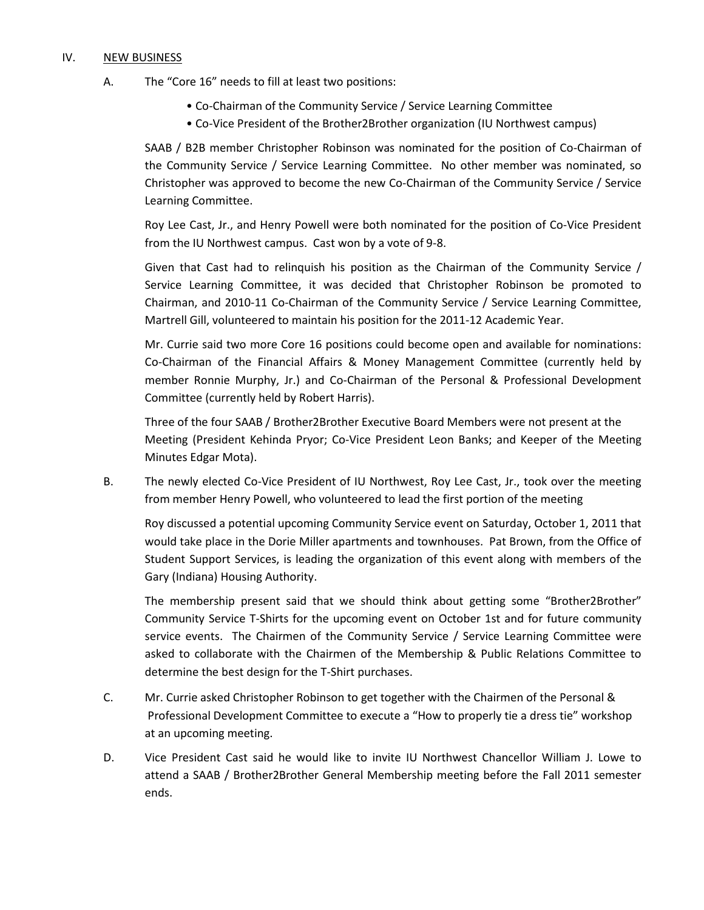## IV. NEW BUSINESS

A. The "Core 16" needs to fill at least two positions:

- Co-Chairman of the Community Service / Service Learning Committee
- Co-Vice President of the Brother2Brother organization (IU Northwest campus)

SAAB / B2B member Christopher Robinson was nominated for the position of Co-Chairman of the Community Service / Service Learning Committee. No other member was nominated, so Christopher was approved to become the new Co-Chairman of the Community Service / Service Learning Committee.

Roy Lee Cast, Jr., and Henry Powell were both nominated for the position of Co-Vice President from the IU Northwest campus. Cast won by a vote of 9-8.

Given that Cast had to relinquish his position as the Chairman of the Community Service / Service Learning Committee, it was decided that Christopher Robinson be promoted to Chairman, and 2010-11 Co-Chairman of the Community Service / Service Learning Committee, Martrell Gill, volunteered to maintain his position for the 2011-12 Academic Year.

Mr. Currie said two more Core 16 positions could become open and available for nominations: Co-Chairman of the Financial Affairs & Money Management Committee (currently held by member Ronnie Murphy, Jr.) and Co-Chairman of the Personal & Professional Development Committee (currently held by Robert Harris).

Three of the four SAAB / Brother2Brother Executive Board Members were not present at the Meeting (President Kehinda Pryor; Co-Vice President Leon Banks; and Keeper of the Meeting Minutes Edgar Mota).

B. The newly elected Co-Vice President of IU Northwest, Roy Lee Cast, Jr., took over the meeting from member Henry Powell, who volunteered to lead the first portion of the meeting

Roy discussed a potential upcoming Community Service event on Saturday, October 1, 2011 that would take place in the Dorie Miller apartments and townhouses. Pat Brown, from the Office of Student Support Services, is leading the organization of this event along with members of the Gary (Indiana) Housing Authority.

The membership present said that we should think about getting some "Brother2Brother" Community Service T-Shirts for the upcoming event on October 1st and for future community service events. The Chairmen of the Community Service / Service Learning Committee were asked to collaborate with the Chairmen of the Membership & Public Relations Committee to determine the best design for the T-Shirt purchases.

C. Mr. Currie asked Christopher Robinson to get together with the Chairmen of the Personal & Professional Development Committee to execute a "How to properly tie a dress tie" workshop at an upcoming meeting.

D. Vice President Cast said he would like to invite IU Northwest Chancellor William J. Lowe to attend a SAAB / Brother2Brother General Membership meeting before the Fall 2011 semester ends.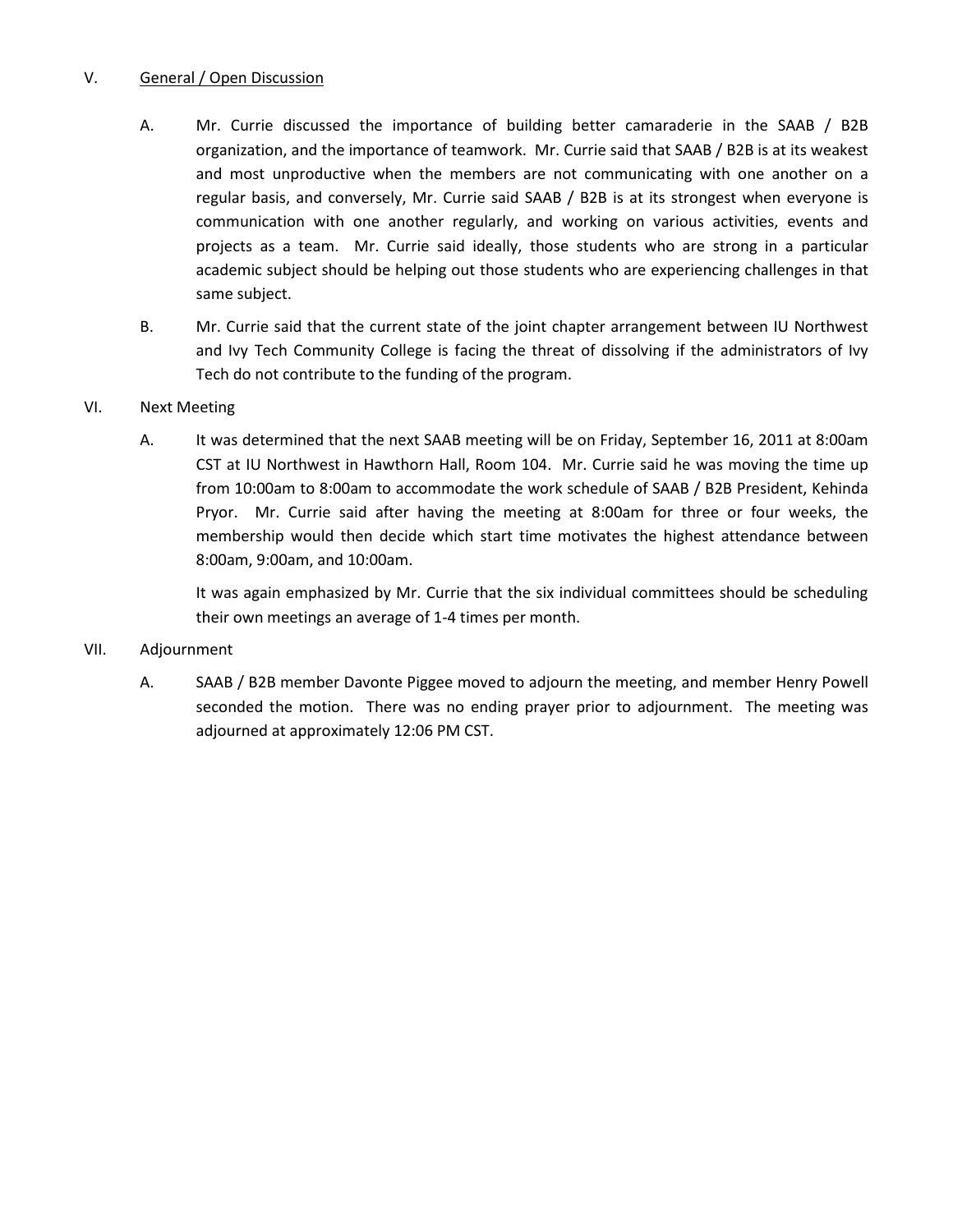V. <u>General / Open Discussion</u>

A. Mr. Currie discussed the importance of building better camaraderie in the SAAB / B2B organization, and the importance of teamwork. Mr. Currie said that SAAB / B2B is at its weakest and most unproductive when the members are not communicating with one another on a regular basis, and conversely, Mr. Currie said SAAB / B2B is at its strongest when everyone is communication with one another regularly, and working on various activities, events and projects as a team. Mr. Currie said ideally, those students who are strong in a particular academic subject should be helping out those students who are experiencing challenges in that same subject.

B. Mr. Currie said that the current state of the joint chapter arrangement between IU Northwest and Ivy Tech Community College is facing the threat of dissolving if the administrators of Ivy Tech do not contribute to the funding of the program.

VI. Next Meeting

A. It was determined that the next SAAB meeting will be on Friday, September 16, 2011 at 8:00am CST at IU Northwest in Hawthorn Hall, Room 104. Mr. Currie said he was moving the time up from 10:00am to 8:00am to accommodate the work schedule of SAAB / B2B President, Kehinda Pryor. Mr. Currie said after having the meeting at 8:00am for three or four weeks, the membership would then decide which start time motivates the highest attendance between 8:00am, 9:00am, and 10:00am.

It was again emphasized by Mr. Currie that the six individual committees should be scheduling their own meetings an average of 1-4 times per month.

VII. Adjournment

A. SAAB / B2B member Davonte Piggee moved to adjourn the meeting, and member Henry Powell seconded the motion. There was no ending prayer prior to adjournment. The meeting was adjourned at approximately 12:06 PM CST.